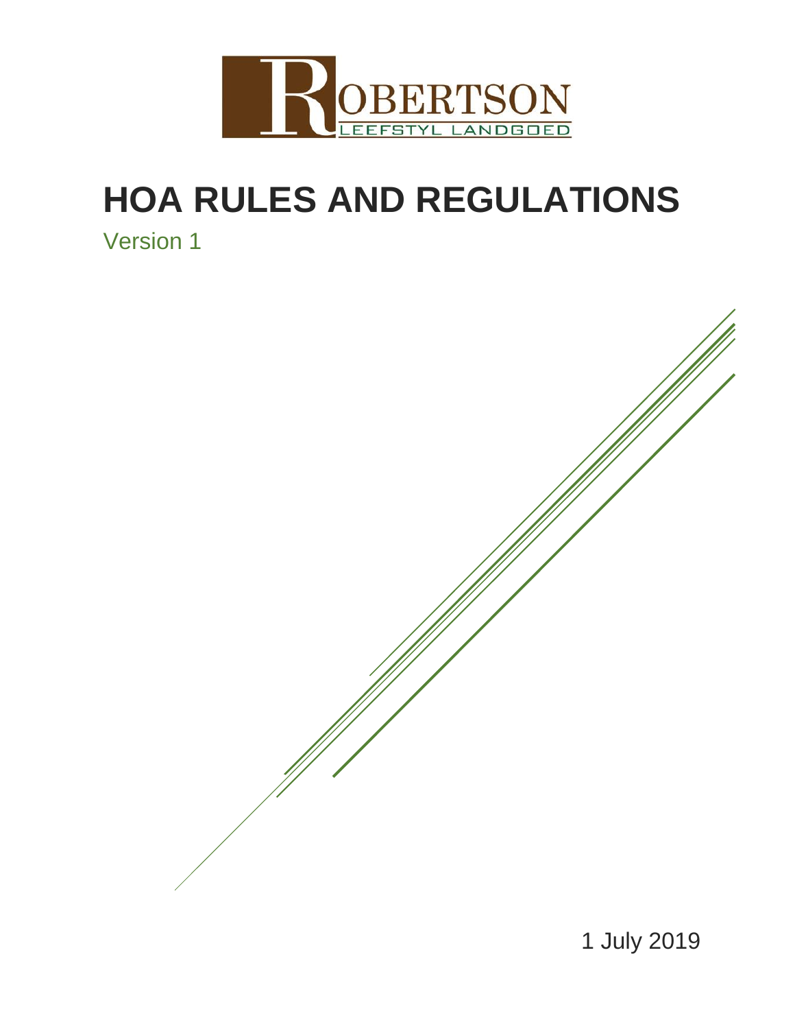ROBERTSON

LEEFSTYL LANDGOED

# HOA RULES AND REGULATIONS

Version 1

1 July 2019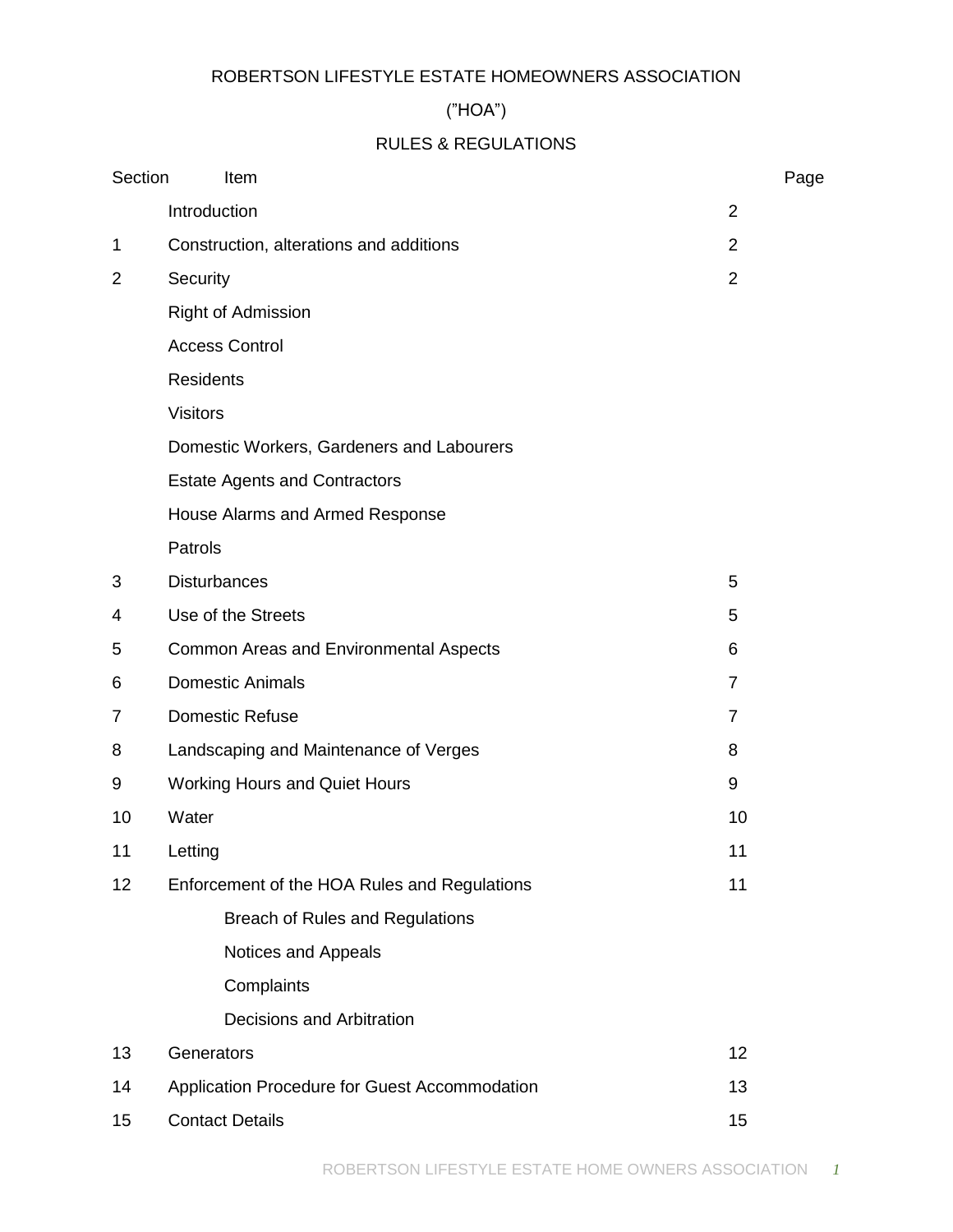ROBERTSON LIFESTYLE ESTATE HOMEOWNERS ASSOCIATION

("HOA")

RULES & REGULATIONS

| Section | Item | Page |
|---|---|---|
| | Introduction | 2 |
| 1 | Construction, alterations and additions | 2 |
| 2 | Security | 2 |
| | Right of Admission | |
| | Access Control | |
| | Residents | |
| | Visitors | |
| | Domestic Workers, Gardeners and Labourers | |
| | Estate Agents and Contractors | |
| | House Alarms and Armed Response | |
| | Patrols | |
| 3 | Disturbances | 5 |
| 4 | Use of the Streets | 5 |
| 5 | Common Areas and Environmental Aspects | 6 |
| 6 | Domestic Animals | 7 |
| 7 | Domestic Refuse | 7 |
| 8 | Landscaping and Maintenance of Verges | 8 |
| 9 | Working Hours and Quiet Hours | 9 |
| 10 | Water | 10 |
| 11 | Letting | 11 |
| 12 | Enforcement of the HOA Rules and Regulations | 11 |
| | Breach of Rules and Regulations | |
| | Notices and Appeals | |
| | Complaints | |
| | Decisions and Arbitration | |
| 13 | Generators | 12 |
| 14 | Application Procedure for Guest Accommodation | 13 |
| 15 | Contact Details | 15 |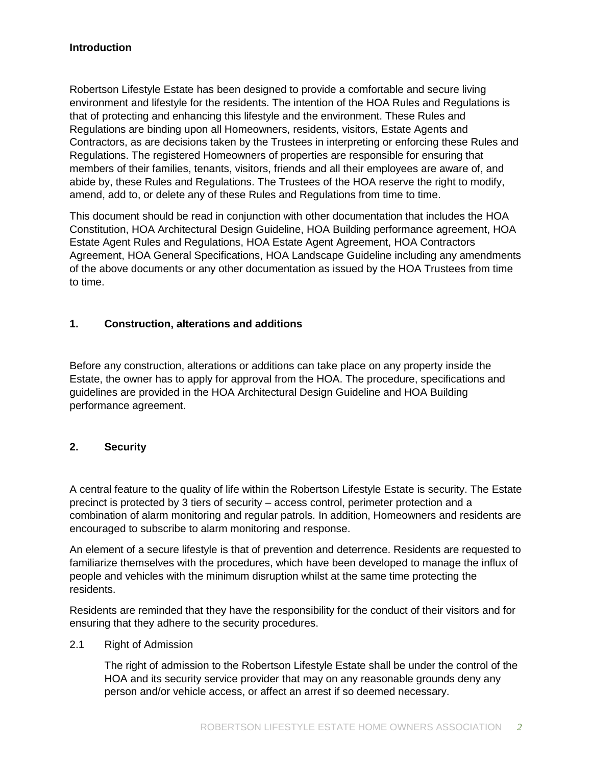**Introduction**

Robertson Lifestyle Estate has been designed to provide a comfortable and secure living environment and lifestyle for the residents. The intention of the HOA Rules and Regulations is that of protecting and enhancing this lifestyle and the environment. These Rules and Regulations are binding upon all Homeowners, residents, visitors, Estate Agents and Contractors, as are decisions taken by the Trustees in interpreting or enforcing these Rules and Regulations. The registered Homeowners of properties are responsible for ensuring that members of their families, tenants, visitors, friends and all their employees are aware of, and abide by, these Rules and Regulations. The Trustees of the HOA reserve the right to modify, amend, add to, or delete any of these Rules and Regulations from time to time.

This document should be read in conjunction with other documentation that includes the HOA Constitution, HOA Architectural Design Guideline, HOA Building performance agreement, HOA Estate Agent Rules and Regulations, HOA Estate Agent Agreement, HOA Contractors Agreement, HOA General Specifications, HOA Landscape Guideline including any amendments of the above documents or any other documentation as issued by the HOA Trustees from time to time.

## 1. Construction, alterations and additions

Before any construction, alterations or additions can take place on any property inside the Estate, the owner has to apply for approval from the HOA. The procedure, specifications and guidelines are provided in the HOA Architectural Design Guideline and HOA Building performance agreement.

## 2. Security

A central feature to the quality of life within the Robertson Lifestyle Estate is security. The Estate precinct is protected by 3 tiers of security – access control, perimeter protection and a combination of alarm monitoring and regular patrols. In addition, Homeowners and residents are encouraged to subscribe to alarm monitoring and response.

An element of a secure lifestyle is that of prevention and deterrence. Residents are requested to familiarize themselves with the procedures, which have been developed to manage the influx of people and vehicles with the minimum disruption whilst at the same time protecting the residents.

Residents are reminded that they have the responsibility for the conduct of their visitors and for ensuring that they adhere to the security procedures.

2.1 Right of Admission

The right of admission to the Robertson Lifestyle Estate shall be under the control of the HOA and its security service provider that may on any reasonable grounds deny any person and/or vehicle access, or affect an arrest if so deemed necessary.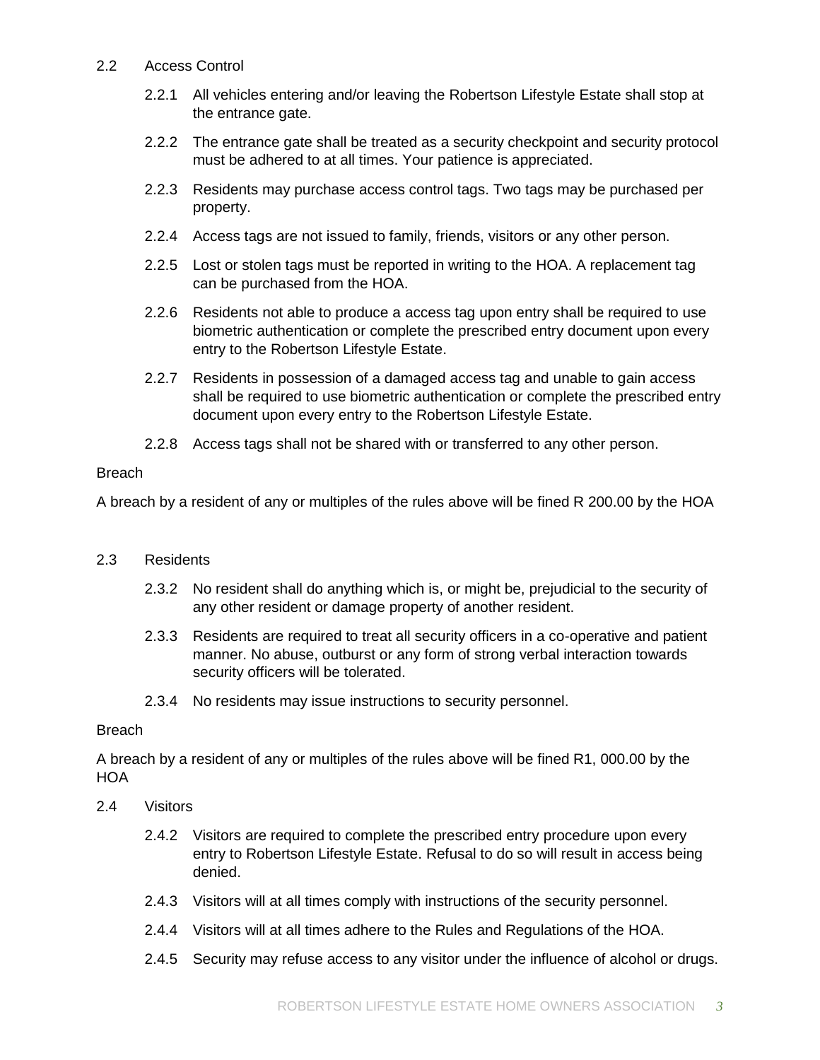## 2.2 Access Control

2.2.1 All vehicles entering and/or leaving the Robertson Lifestyle Estate shall stop at the entrance gate.

2.2.2 The entrance gate shall be treated as a security checkpoint and security protocol must be adhered to at all times. Your patience is appreciated.

2.2.3 Residents may purchase access control tags. Two tags may be purchased per property.

2.2.4 Access tags are not issued to family, friends, visitors or any other person.

2.2.5 Lost or stolen tags must be reported in writing to the HOA. A replacement tag can be purchased from the HOA.

2.2.6 Residents not able to produce a access tag upon entry shall be required to use biometric authentication or complete the prescribed entry document upon every entry to the Robertson Lifestyle Estate.

2.2.7 Residents in possession of a damaged access tag and unable to gain access shall be required to use biometric authentication or complete the prescribed entry document upon every entry to the Robertson Lifestyle Estate.

2.2.8 Access tags shall not be shared with or transferred to any other person.

Breach

A breach by a resident of any or multiples of the rules above will be fined R 200.00 by the HOA

## 2.3 Residents

2.3.2 No resident shall do anything which is, or might be, prejudicial to the security of any other resident or damage property of another resident.

2.3.3 Residents are required to treat all security officers in a co-operative and patient manner. No abuse, outburst or any form of strong verbal interaction towards security officers will be tolerated.

2.3.4 No residents may issue instructions to security personnel.

Breach

A breach by a resident of any or multiples of the rules above will be fined R1, 000.00 by the HOA

## 2.4 Visitors

2.4.2 Visitors are required to complete the prescribed entry procedure upon every entry to Robertson Lifestyle Estate. Refusal to do so will result in access being denied.

2.4.3 Visitors will at all times comply with instructions of the security personnel.

2.4.4 Visitors will at all times adhere to the Rules and Regulations of the HOA.

2.4.5 Security may refuse access to any visitor under the influence of alcohol or drugs.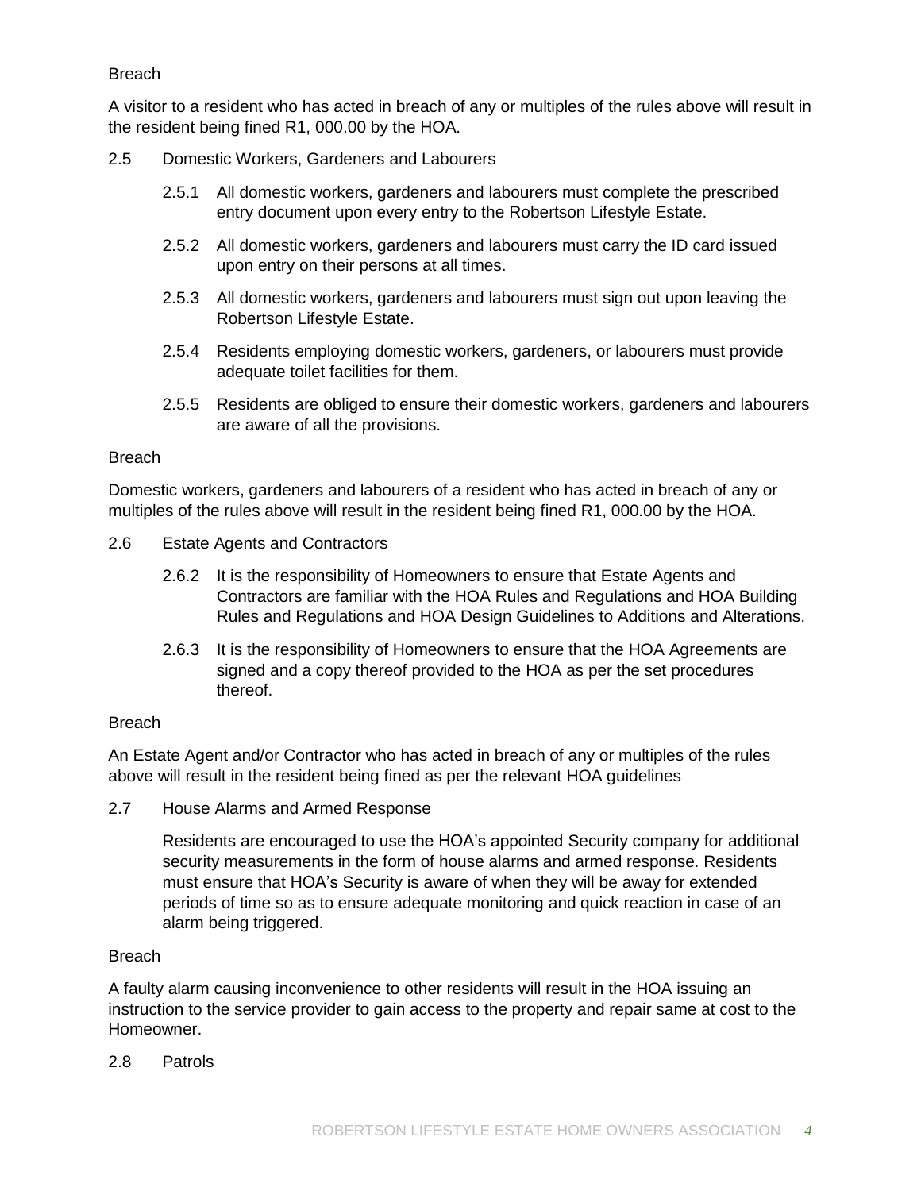Breach

A visitor to a resident who has acted in breach of any or multiples of the rules above will result in the resident being fined R1, 000.00 by the HOA.

2.5 Domestic Workers, Gardeners and Labourers

2.5.1 All domestic workers, gardeners and labourers must complete the prescribed entry document upon every entry to the Robertson Lifestyle Estate.

2.5.2 All domestic workers, gardeners and labourers must carry the ID card issued upon entry on their persons at all times.

2.5.3 All domestic workers, gardeners and labourers must sign out upon leaving the Robertson Lifestyle Estate.

2.5.4 Residents employing domestic workers, gardeners, or labourers must provide adequate toilet facilities for them.

2.5.5 Residents are obliged to ensure their domestic workers, gardeners and labourers are aware of all the provisions.

Breach

Domestic workers, gardeners and labourers of a resident who has acted in breach of any or multiples of the rules above will result in the resident being fined R1, 000.00 by the HOA.

2.6 Estate Agents and Contractors

2.6.2 It is the responsibility of Homeowners to ensure that Estate Agents and Contractors are familiar with the HOA Rules and Regulations and HOA Building Rules and Regulations and HOA Design Guidelines to Additions and Alterations.

2.6.3 It is the responsibility of Homeowners to ensure that the HOA Agreements are signed and a copy thereof provided to the HOA as per the set procedures thereof.

Breach

An Estate Agent and/or Contractor who has acted in breach of any or multiples of the rules above will result in the resident being fined as per the relevant HOA guidelines

2.7 House Alarms and Armed Response

Residents are encouraged to use the HOA's appointed Security company for additional security measurements in the form of house alarms and armed response. Residents must ensure that HOA's Security is aware of when they will be away for extended periods of time so as to ensure adequate monitoring and quick reaction in case of an alarm being triggered.

Breach

A faulty alarm causing inconvenience to other residents will result in the HOA issuing an instruction to the service provider to gain access to the property and repair same at cost to the Homeowner.

2.8 Patrols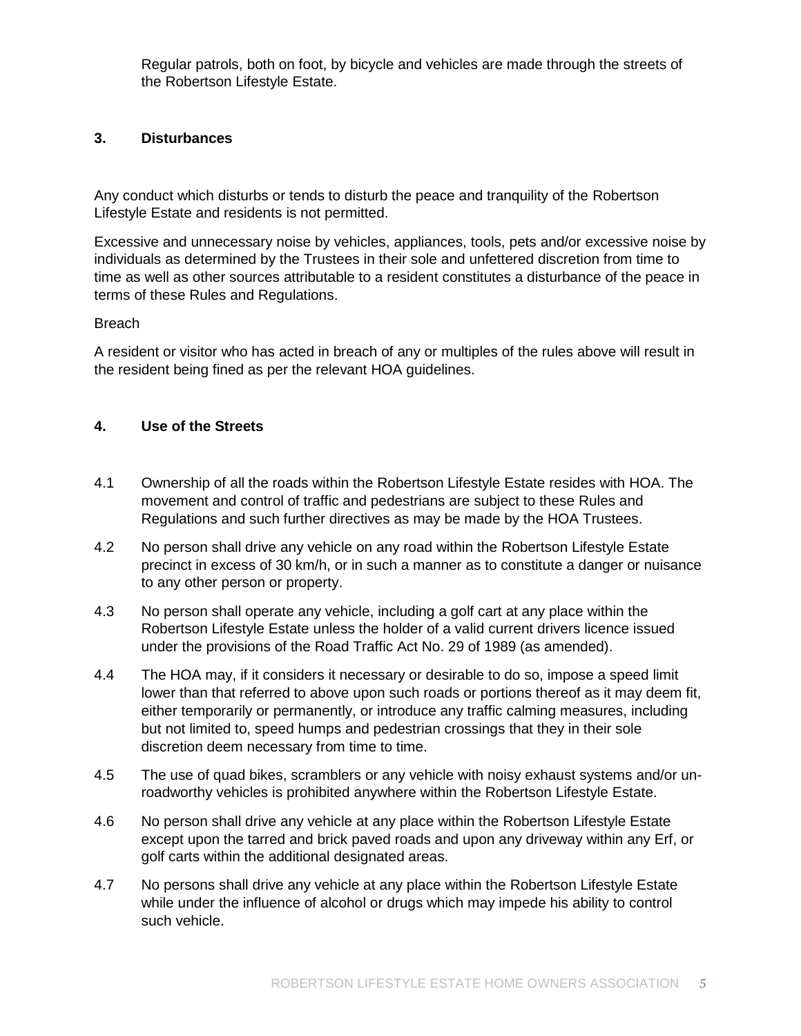Regular patrols, both on foot, by bicycle and vehicles are made through the streets of the Robertson Lifestyle Estate.

## 3. Disturbances

Any conduct which disturbs or tends to disturb the peace and tranquility of the Robertson Lifestyle Estate and residents is not permitted.

Excessive and unnecessary noise by vehicles, appliances, tools, pets and/or excessive noise by individuals as determined by the Trustees in their sole and unfettered discretion from time to time as well as other sources attributable to a resident constitutes a disturbance of the peace in terms of these Rules and Regulations.

Breach

A resident or visitor who has acted in breach of any or multiples of the rules above will result in the resident being fined as per the relevant HOA guidelines.

## 4. Use of the Streets

4.1 Ownership of all the roads within the Robertson Lifestyle Estate resides with HOA. The movement and control of traffic and pedestrians are subject to these Rules and Regulations and such further directives as may be made by the HOA Trustees.

4.2 No person shall drive any vehicle on any road within the Robertson Lifestyle Estate precinct in excess of 30 km/h, or in such a manner as to constitute a danger or nuisance to any other person or property.

4.3 No person shall operate any vehicle, including a golf cart at any place within the Robertson Lifestyle Estate unless the holder of a valid current drivers licence issued under the provisions of the Road Traffic Act No. 29 of 1989 (as amended).

4.4 The HOA may, if it considers it necessary or desirable to do so, impose a speed limit lower than that referred to above upon such roads or portions thereof as it may deem fit, either temporarily or permanently, or introduce any traffic calming measures, including but not limited to, speed humps and pedestrian crossings that they in their sole discretion deem necessary from time to time.

4.5 The use of quad bikes, scramblers or any vehicle with noisy exhaust systems and/or un-roadworthy vehicles is prohibited anywhere within the Robertson Lifestyle Estate.

4.6 No person shall drive any vehicle at any place within the Robertson Lifestyle Estate except upon the tarred and brick paved roads and upon any driveway within any Erf, or golf carts within the additional designated areas.

4.7 No persons shall drive any vehicle at any place within the Robertson Lifestyle Estate while under the influence of alcohol or drugs which may impede his ability to control such vehicle.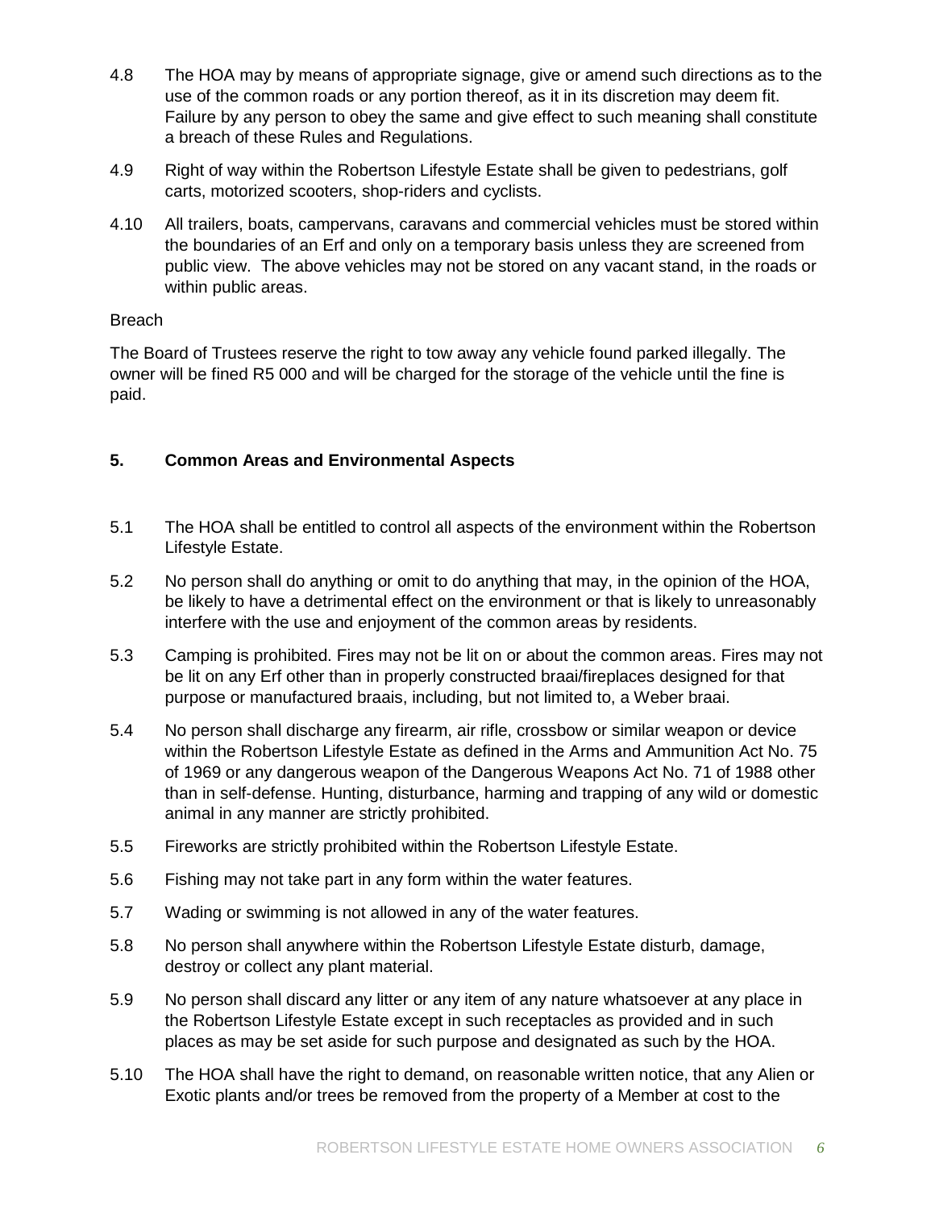4.8 The HOA may by means of appropriate signage, give or amend such directions as to the use of the common roads or any portion thereof, as it in its discretion may deem fit. Failure by any person to obey the same and give effect to such meaning shall constitute a breach of these Rules and Regulations.

4.9 Right of way within the Robertson Lifestyle Estate shall be given to pedestrians, golf carts, motorized scooters, shop-riders and cyclists.

4.10 All trailers, boats, campervans, caravans and commercial vehicles must be stored within the boundaries of an Erf and only on a temporary basis unless they are screened from public view. The above vehicles may not be stored on any vacant stand, in the roads or within public areas.

Breach

The Board of Trustees reserve the right to tow away any vehicle found parked illegally. The owner will be fined R5 000 and will be charged for the storage of the vehicle until the fine is paid.

## 5. Common Areas and Environmental Aspects

5.1 The HOA shall be entitled to control all aspects of the environment within the Robertson Lifestyle Estate.

5.2 No person shall do anything or omit to do anything that may, in the opinion of the HOA, be likely to have a detrimental effect on the environment or that is likely to unreasonably interfere with the use and enjoyment of the common areas by residents.

5.3 Camping is prohibited. Fires may not be lit on or about the common areas. Fires may not be lit on any Erf other than in properly constructed braai/fireplaces designed for that purpose or manufactured braais, including, but not limited to, a Weber braai.

5.4 No person shall discharge any firearm, air rifle, crossbow or similar weapon or device within the Robertson Lifestyle Estate as defined in the Arms and Ammunition Act No. 75 of 1969 or any dangerous weapon of the Dangerous Weapons Act No. 71 of 1988 other than in self-defense. Hunting, disturbance, harming and trapping of any wild or domestic animal in any manner are strictly prohibited.

5.5 Fireworks are strictly prohibited within the Robertson Lifestyle Estate.

5.6 Fishing may not take part in any form within the water features.

5.7 Wading or swimming is not allowed in any of the water features.

5.8 No person shall anywhere within the Robertson Lifestyle Estate disturb, damage, destroy or collect any plant material.

5.9 No person shall discard any litter or any item of any nature whatsoever at any place in the Robertson Lifestyle Estate except in such receptacles as provided and in such places as may be set aside for such purpose and designated as such by the HOA.

5.10 The HOA shall have the right to demand, on reasonable written notice, that any Alien or Exotic plants and/or trees be removed from the property of a Member at cost to the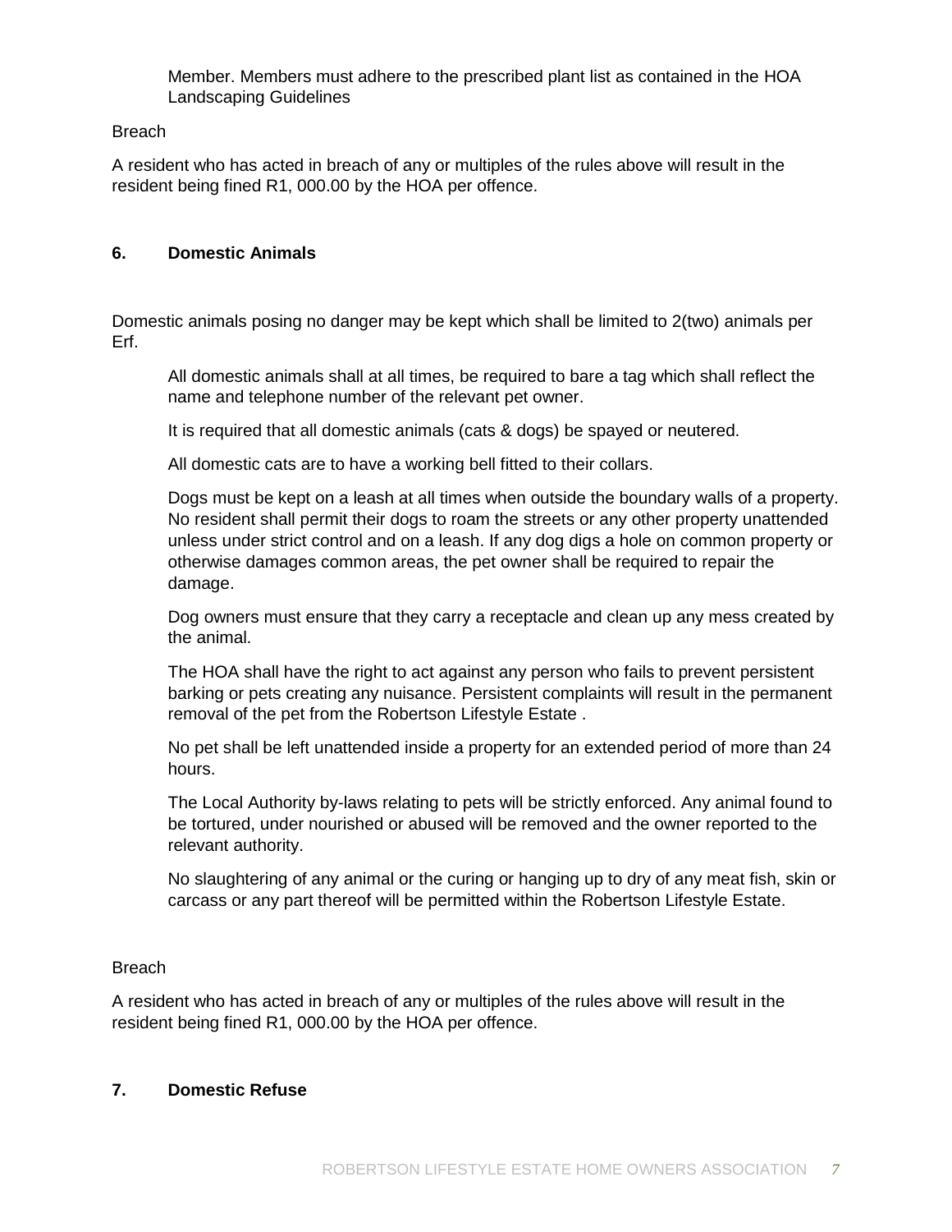Member. Members must adhere to the prescribed plant list as contained in the HOA Landscaping Guidelines

Breach

A resident who has acted in breach of any or multiples of the rules above will result in the resident being fined R1, 000.00 by the HOA per offence.

## 6. Domestic Animals

Domestic animals posing no danger may be kept which shall be limited to 2(two) animals per Erf.

All domestic animals shall at all times, be required to bare a tag which shall reflect the name and telephone number of the relevant pet owner.

It is required that all domestic animals (cats & dogs) be spayed or neutered.

All domestic cats are to have a working bell fitted to their collars.

Dogs must be kept on a leash at all times when outside the boundary walls of a property. No resident shall permit their dogs to roam the streets or any other property unattended unless under strict control and on a leash. If any dog digs a hole on common property or otherwise damages common areas, the pet owner shall be required to repair the damage.

Dog owners must ensure that they carry a receptacle and clean up any mess created by the animal.

The HOA shall have the right to act against any person who fails to prevent persistent barking or pets creating any nuisance. Persistent complaints will result in the permanent removal of the pet from the Robertson Lifestyle Estate .

No pet shall be left unattended inside a property for an extended period of more than 24 hours.

The Local Authority by-laws relating to pets will be strictly enforced. Any animal found to be tortured, under nourished or abused will be removed and the owner reported to the relevant authority.

No slaughtering of any animal or the curing or hanging up to dry of any meat fish, skin or carcass or any part thereof will be permitted within the Robertson Lifestyle Estate.

Breach

A resident who has acted in breach of any or multiples of the rules above will result in the resident being fined R1, 000.00 by the HOA per offence.

## 7. Domestic Refuse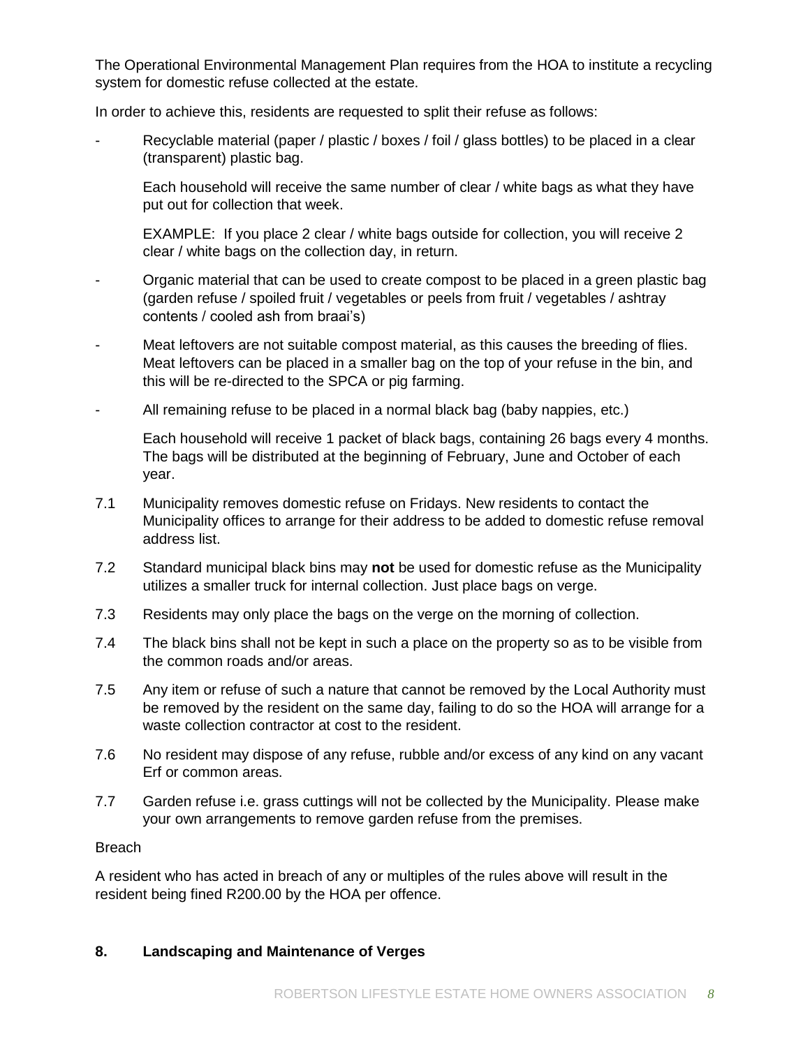The Operational Environmental Management Plan requires from the HOA to institute a recycling system for domestic refuse collected at the estate.

In order to achieve this, residents are requested to split their refuse as follows:

- Recyclable material (paper / plastic / boxes / foil / glass bottles) to be placed in a clear (transparent) plastic bag.

  Each household will receive the same number of clear / white bags as what they have put out for collection that week.

  EXAMPLE: If you place 2 clear / white bags outside for collection, you will receive 2 clear / white bags on the collection day, in return.

- Organic material that can be used to create compost to be placed in a green plastic bag (garden refuse / spoiled fruit / vegetables or peels from fruit / vegetables / ashtray contents / cooled ash from braai's)

- Meat leftovers are not suitable compost material, as this causes the breeding of flies. Meat leftovers can be placed in a smaller bag on the top of your refuse in the bin, and this will be re-directed to the SPCA or pig farming.

- All remaining refuse to be placed in a normal black bag (baby nappies, etc.)

  Each household will receive 1 packet of black bags, containing 26 bags every 4 months. The bags will be distributed at the beginning of February, June and October of each year.

7.1 Municipality removes domestic refuse on Fridays. New residents to contact the Municipality offices to arrange for their address to be added to domestic refuse removal address list.

7.2 Standard municipal black bins may **not** be used for domestic refuse as the Municipality utilizes a smaller truck for internal collection. Just place bags on verge.

7.3 Residents may only place the bags on the verge on the morning of collection.

7.4 The black bins shall not be kept in such a place on the property so as to be visible from the common roads and/or areas.

7.5 Any item or refuse of such a nature that cannot be removed by the Local Authority must be removed by the resident on the same day, failing to do so the HOA will arrange for a waste collection contractor at cost to the resident.

7.6 No resident may dispose of any refuse, rubble and/or excess of any kind on any vacant Erf or common areas.

7.7 Garden refuse i.e. grass cuttings will not be collected by the Municipality. Please make your own arrangements to remove garden refuse from the premises.

Breach

A resident who has acted in breach of any or multiples of the rules above will result in the resident being fined R200.00 by the HOA per offence.

## 8. Landscaping and Maintenance of Verges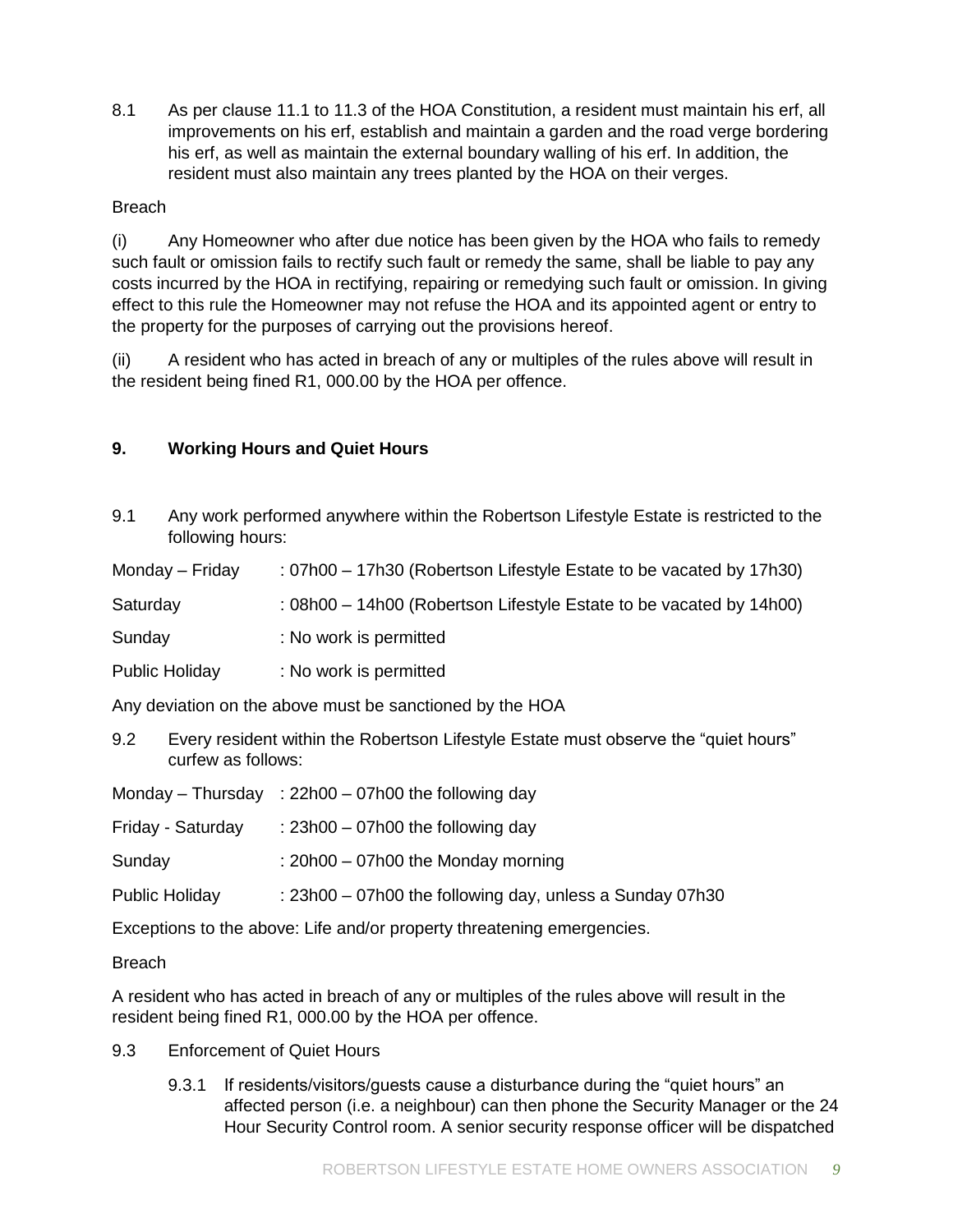8.1 As per clause 11.1 to 11.3 of the HOA Constitution, a resident must maintain his erf, all improvements on his erf, establish and maintain a garden and the road verge bordering his erf, as well as maintain the external boundary walling of his erf. In addition, the resident must also maintain any trees planted by the HOA on their verges.

Breach

(i) Any Homeowner who after due notice has been given by the HOA who fails to remedy such fault or omission fails to rectify such fault or remedy the same, shall be liable to pay any costs incurred by the HOA in rectifying, repairing or remedying such fault or omission. In giving effect to this rule the Homeowner may not refuse the HOA and its appointed agent or entry to the property for the purposes of carrying out the provisions hereof.

(ii) A resident who has acted in breach of any or multiples of the rules above will result in the resident being fined R1, 000.00 by the HOA per offence.

## 9. Working Hours and Quiet Hours

9.1 Any work performed anywhere within the Robertson Lifestyle Estate is restricted to the following hours:

Monday – Friday : 07h00 – 17h30 (Robertson Lifestyle Estate to be vacated by 17h30)

Saturday : 08h00 – 14h00 (Robertson Lifestyle Estate to be vacated by 14h00)

Sunday : No work is permitted

Public Holiday : No work is permitted

Any deviation on the above must be sanctioned by the HOA

9.2 Every resident within the Robertson Lifestyle Estate must observe the "quiet hours" curfew as follows:

Monday – Thursday : 22h00 – 07h00 the following day

Friday - Saturday : 23h00 – 07h00 the following day

Sunday : 20h00 – 07h00 the Monday morning

Public Holiday : 23h00 – 07h00 the following day, unless a Sunday 07h30

Exceptions to the above: Life and/or property threatening emergencies.

Breach

A resident who has acted in breach of any or multiples of the rules above will result in the resident being fined R1, 000.00 by the HOA per offence.

9.3 Enforcement of Quiet Hours

9.3.1 If residents/visitors/guests cause a disturbance during the "quiet hours" an affected person (i.e. a neighbour) can then phone the Security Manager or the 24 Hour Security Control room. A senior security response officer will be dispatched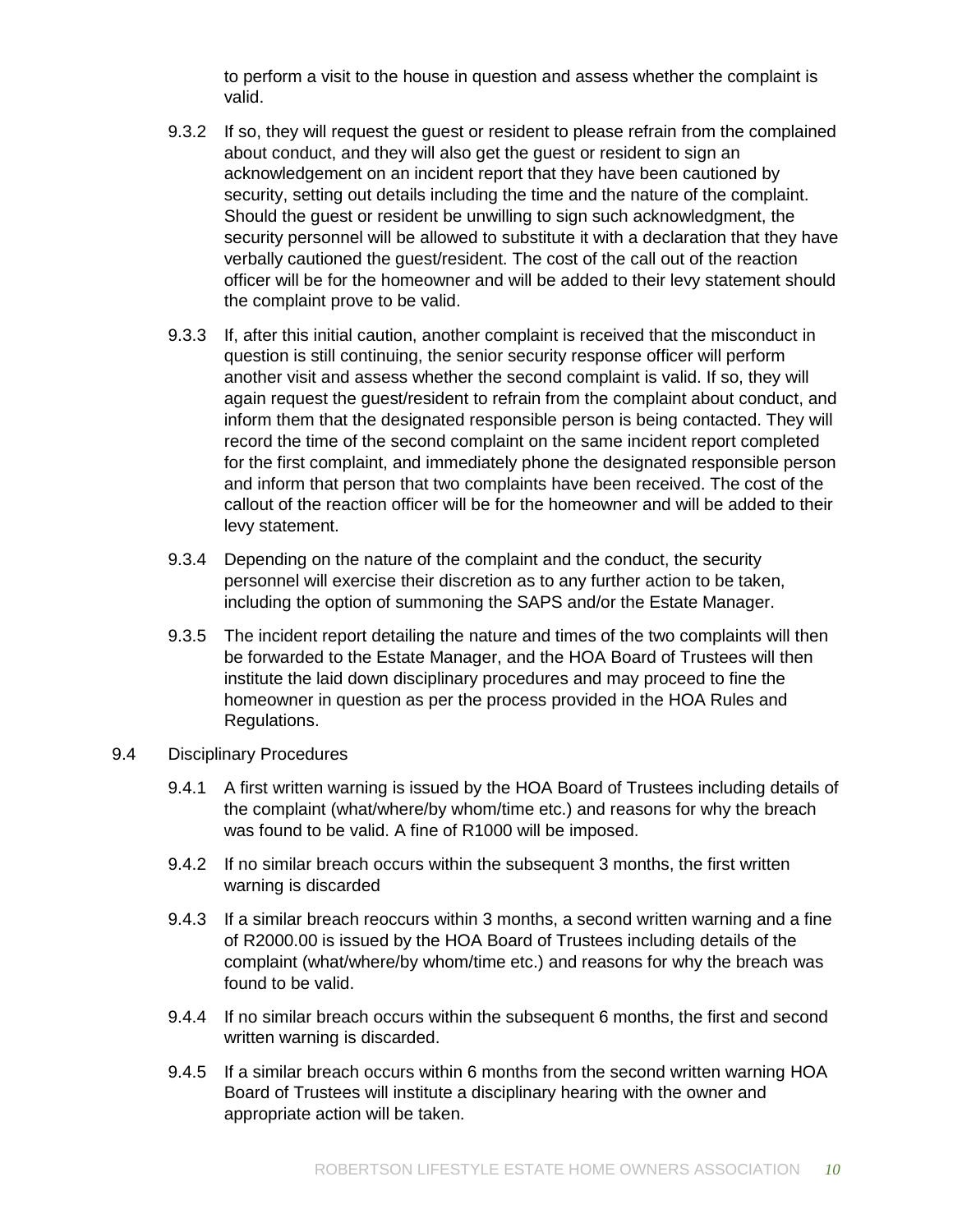to perform a visit to the house in question and assess whether the complaint is valid.

9.3.2 If so, they will request the guest or resident to please refrain from the complained about conduct, and they will also get the guest or resident to sign an acknowledgement on an incident report that they have been cautioned by security, setting out details including the time and the nature of the complaint. Should the guest or resident be unwilling to sign such acknowledgment, the security personnel will be allowed to substitute it with a declaration that they have verbally cautioned the guest/resident. The cost of the call out of the reaction officer will be for the homeowner and will be added to their levy statement should the complaint prove to be valid.

9.3.3 If, after this initial caution, another complaint is received that the misconduct in question is still continuing, the senior security response officer will perform another visit and assess whether the second complaint is valid. If so, they will again request the guest/resident to refrain from the complaint about conduct, and inform them that the designated responsible person is being contacted. They will record the time of the second complaint on the same incident report completed for the first complaint, and immediately phone the designated responsible person and inform that person that two complaints have been received. The cost of the callout of the reaction officer will be for the homeowner and will be added to their levy statement.

9.3.4 Depending on the nature of the complaint and the conduct, the security personnel will exercise their discretion as to any further action to be taken, including the option of summoning the SAPS and/or the Estate Manager.

9.3.5 The incident report detailing the nature and times of the two complaints will then be forwarded to the Estate Manager, and the HOA Board of Trustees will then institute the laid down disciplinary procedures and may proceed to fine the homeowner in question as per the process provided in the HOA Rules and Regulations.

9.4 Disciplinary Procedures

9.4.1 A first written warning is issued by the HOA Board of Trustees including details of the complaint (what/where/by whom/time etc.) and reasons for why the breach was found to be valid. A fine of R1000 will be imposed.

9.4.2 If no similar breach occurs within the subsequent 3 months, the first written warning is discarded

9.4.3 If a similar breach reoccurs within 3 months, a second written warning and a fine of R2000.00 is issued by the HOA Board of Trustees including details of the complaint (what/where/by whom/time etc.) and reasons for why the breach was found to be valid.

9.4.4 If no similar breach occurs within the subsequent 6 months, the first and second written warning is discarded.

9.4.5 If a similar breach occurs within 6 months from the second written warning HOA Board of Trustees will institute a disciplinary hearing with the owner and appropriate action will be taken.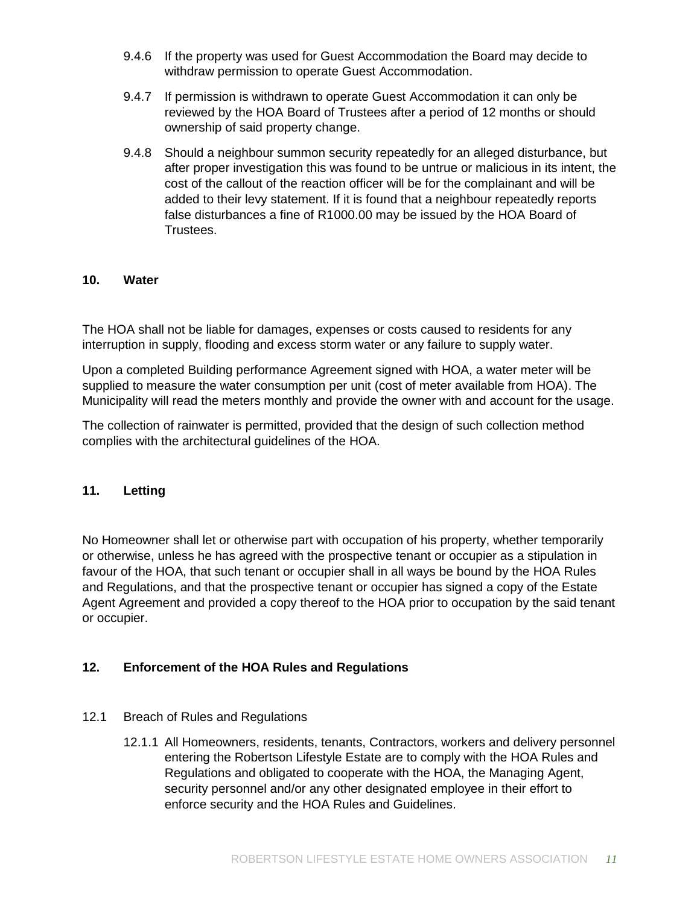9.4.6 If the property was used for Guest Accommodation the Board may decide to withdraw permission to operate Guest Accommodation.

9.4.7 If permission is withdrawn to operate Guest Accommodation it can only be reviewed by the HOA Board of Trustees after a period of 12 months or should ownership of said property change.

9.4.8 Should a neighbour summon security repeatedly for an alleged disturbance, but after proper investigation this was found to be untrue or malicious in its intent, the cost of the callout of the reaction officer will be for the complainant and will be added to their levy statement. If it is found that a neighbour repeatedly reports false disturbances a fine of R1000.00 may be issued by the HOA Board of Trustees.

## 10. Water

The HOA shall not be liable for damages, expenses or costs caused to residents for any interruption in supply, flooding and excess storm water or any failure to supply water.

Upon a completed Building performance Agreement signed with HOA, a water meter will be supplied to measure the water consumption per unit (cost of meter available from HOA). The Municipality will read the meters monthly and provide the owner with and account for the usage.

The collection of rainwater is permitted, provided that the design of such collection method complies with the architectural guidelines of the HOA.

## 11. Letting

No Homeowner shall let or otherwise part with occupation of his property, whether temporarily or otherwise, unless he has agreed with the prospective tenant or occupier as a stipulation in favour of the HOA, that such tenant or occupier shall in all ways be bound by the HOA Rules and Regulations, and that the prospective tenant or occupier has signed a copy of the Estate Agent Agreement and provided a copy thereof to the HOA prior to occupation by the said tenant or occupier.

## 12. Enforcement of the HOA Rules and Regulations

12.1 Breach of Rules and Regulations

12.1.1 All Homeowners, residents, tenants, Contractors, workers and delivery personnel entering the Robertson Lifestyle Estate are to comply with the HOA Rules and Regulations and obligated to cooperate with the HOA, the Managing Agent, security personnel and/or any other designated employee in their effort to enforce security and the HOA Rules and Guidelines.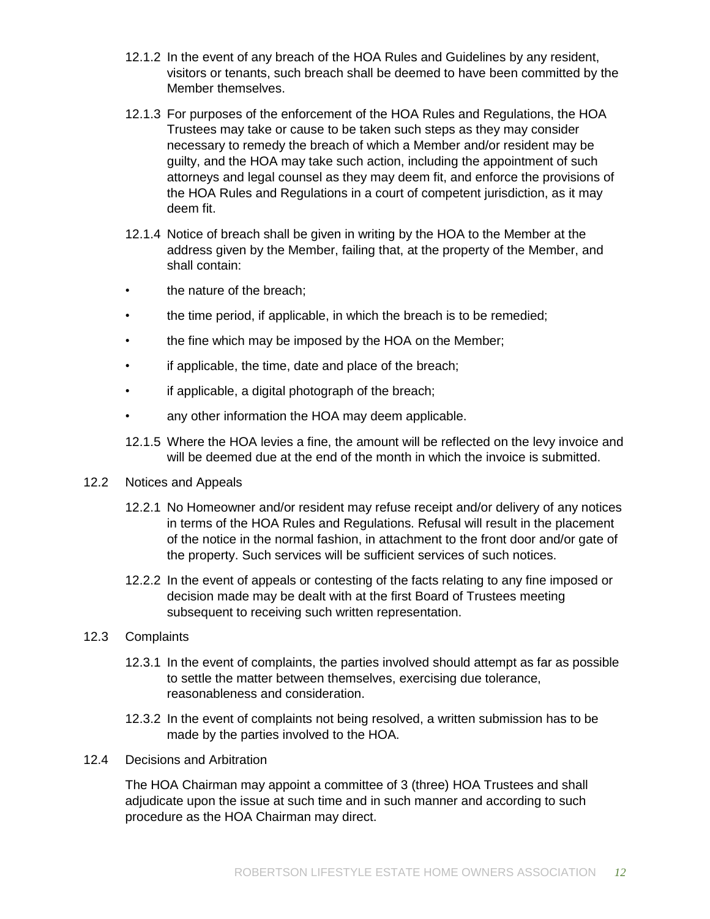12.1.2 In the event of any breach of the HOA Rules and Guidelines by any resident, visitors or tenants, such breach shall be deemed to have been committed by the Member themselves.

12.1.3 For purposes of the enforcement of the HOA Rules and Regulations, the HOA Trustees may take or cause to be taken such steps as they may consider necessary to remedy the breach of which a Member and/or resident may be guilty, and the HOA may take such action, including the appointment of such attorneys and legal counsel as they may deem fit, and enforce the provisions of the HOA Rules and Regulations in a court of competent jurisdiction, as it may deem fit.

12.1.4 Notice of breach shall be given in writing by the HOA to the Member at the address given by the Member, failing that, at the property of the Member, and shall contain:

- the nature of the breach;
- the time period, if applicable, in which the breach is to be remedied;
- the fine which may be imposed by the HOA on the Member;
- if applicable, the time, date and place of the breach;
- if applicable, a digital photograph of the breach;
- any other information the HOA may deem applicable.

12.1.5 Where the HOA levies a fine, the amount will be reflected on the levy invoice and will be deemed due at the end of the month in which the invoice is submitted.

12.2 Notices and Appeals

12.2.1 No Homeowner and/or resident may refuse receipt and/or delivery of any notices in terms of the HOA Rules and Regulations. Refusal will result in the placement of the notice in the normal fashion, in attachment to the front door and/or gate of the property. Such services will be sufficient services of such notices.

12.2.2 In the event of appeals or contesting of the facts relating to any fine imposed or decision made may be dealt with at the first Board of Trustees meeting subsequent to receiving such written representation.

12.3 Complaints

12.3.1 In the event of complaints, the parties involved should attempt as far as possible to settle the matter between themselves, exercising due tolerance, reasonableness and consideration.

12.3.2 In the event of complaints not being resolved, a written submission has to be made by the parties involved to the HOA.

12.4 Decisions and Arbitration

The HOA Chairman may appoint a committee of 3 (three) HOA Trustees and shall adjudicate upon the issue at such time and in such manner and according to such procedure as the HOA Chairman may direct.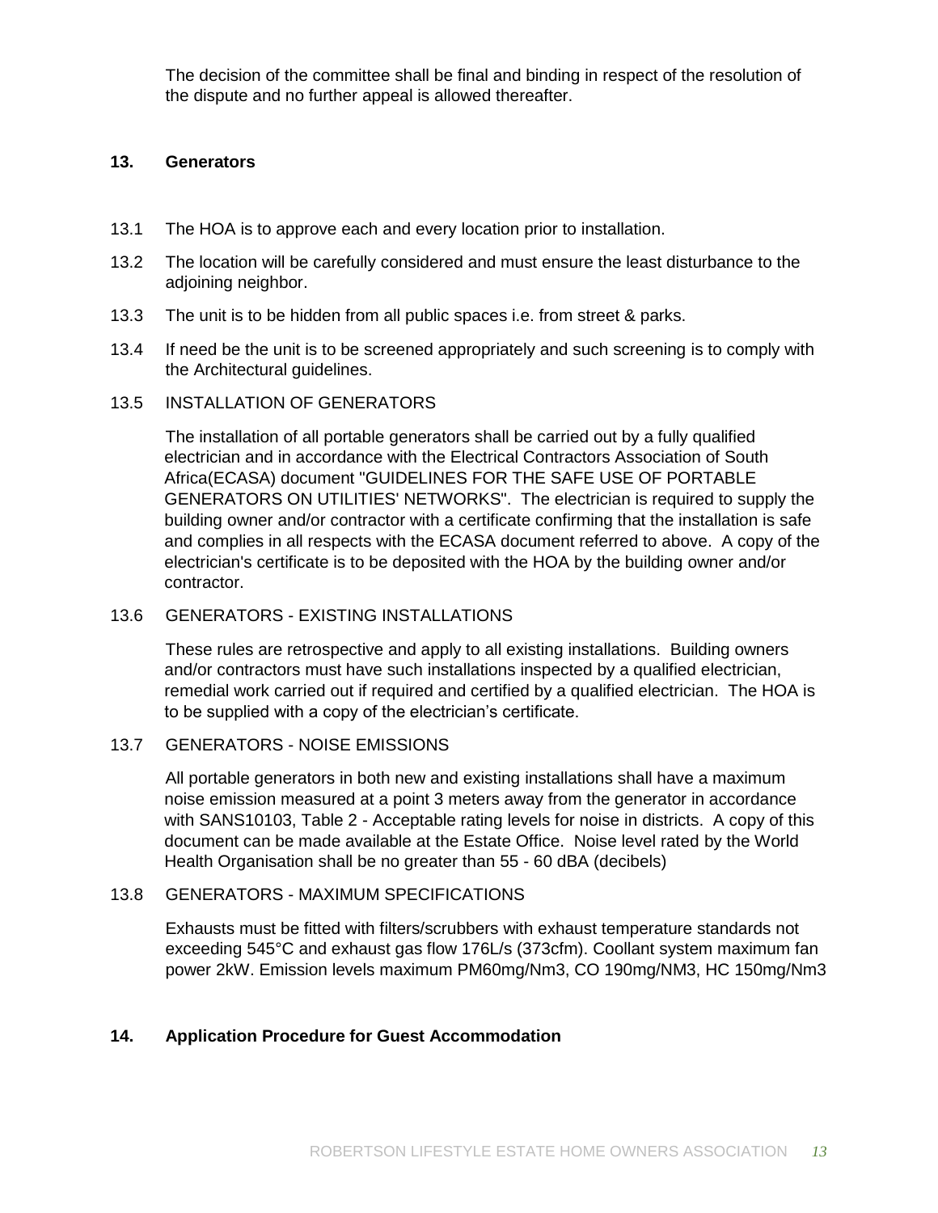The decision of the committee shall be final and binding in respect of the resolution of the dispute and no further appeal is allowed thereafter.

## 13. Generators

13.1 The HOA is to approve each and every location prior to installation.

13.2 The location will be carefully considered and must ensure the least disturbance to the adjoining neighbor.

13.3 The unit is to be hidden from all public spaces i.e. from street & parks.

13.4 If need be the unit is to be screened appropriately and such screening is to comply with the Architectural guidelines.

13.5 INSTALLATION OF GENERATORS

The installation of all portable generators shall be carried out by a fully qualified electrician and in accordance with the Electrical Contractors Association of South Africa(ECASA) document "GUIDELINES FOR THE SAFE USE OF PORTABLE GENERATORS ON UTILITIES' NETWORKS". The electrician is required to supply the building owner and/or contractor with a certificate confirming that the installation is safe and complies in all respects with the ECASA document referred to above. A copy of the electrician's certificate is to be deposited with the HOA by the building owner and/or contractor.

13.6 GENERATORS - EXISTING INSTALLATIONS

These rules are retrospective and apply to all existing installations. Building owners and/or contractors must have such installations inspected by a qualified electrician, remedial work carried out if required and certified by a qualified electrician. The HOA is to be supplied with a copy of the electrician's certificate.

13.7 GENERATORS - NOISE EMISSIONS

All portable generators in both new and existing installations shall have a maximum noise emission measured at a point 3 meters away from the generator in accordance with SANS10103, Table 2 - Acceptable rating levels for noise in districts. A copy of this document can be made available at the Estate Office. Noise level rated by the World Health Organisation shall be no greater than 55 - 60 dBA (decibels)

13.8 GENERATORS - MAXIMUM SPECIFICATIONS

Exhausts must be fitted with filters/scrubbers with exhaust temperature standards not exceeding 545°C and exhaust gas flow 176L/s (373cfm). Coollant system maximum fan power 2kW. Emission levels maximum PM60mg/Nm3, CO 190mg/NM3, HC 150mg/Nm3

## 14. Application Procedure for Guest Accommodation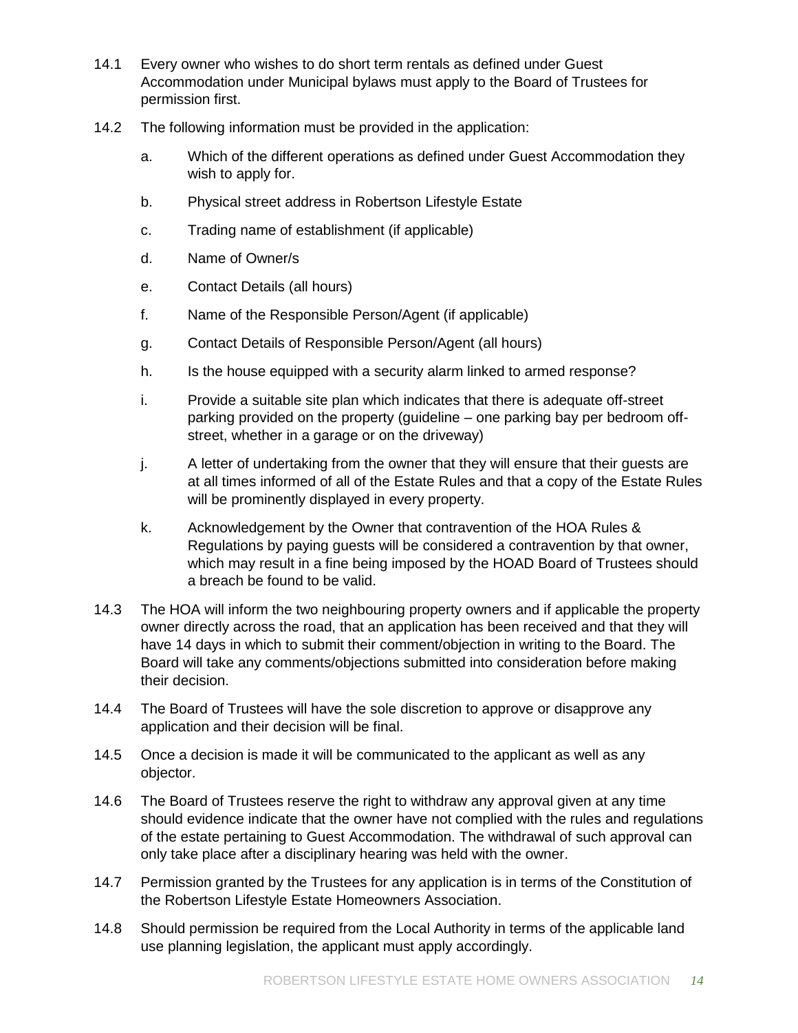14.1 Every owner who wishes to do short term rentals as defined under Guest Accommodation under Municipal bylaws must apply to the Board of Trustees for permission first.

14.2 The following information must be provided in the application:

a. Which of the different operations as defined under Guest Accommodation they wish to apply for.

b. Physical street address in Robertson Lifestyle Estate

c. Trading name of establishment (if applicable)

d. Name of Owner/s

e. Contact Details (all hours)

f. Name of the Responsible Person/Agent (if applicable)

g. Contact Details of Responsible Person/Agent (all hours)

h. Is the house equipped with a security alarm linked to armed response?

i. Provide a suitable site plan which indicates that there is adequate off-street parking provided on the property (guideline – one parking bay per bedroom off-street, whether in a garage or on the driveway)

j. A letter of undertaking from the owner that they will ensure that their guests are at all times informed of all of the Estate Rules and that a copy of the Estate Rules will be prominently displayed in every property.

k. Acknowledgement by the Owner that contravention of the HOA Rules & Regulations by paying guests will be considered a contravention by that owner, which may result in a fine being imposed by the HOAD Board of Trustees should a breach be found to be valid.

14.3 The HOA will inform the two neighbouring property owners and if applicable the property owner directly across the road, that an application has been received and that they will have 14 days in which to submit their comment/objection in writing to the Board. The Board will take any comments/objections submitted into consideration before making their decision.

14.4 The Board of Trustees will have the sole discretion to approve or disapprove any application and their decision will be final.

14.5 Once a decision is made it will be communicated to the applicant as well as any objector.

14.6 The Board of Trustees reserve the right to withdraw any approval given at any time should evidence indicate that the owner have not complied with the rules and regulations of the estate pertaining to Guest Accommodation. The withdrawal of such approval can only take place after a disciplinary hearing was held with the owner.

14.7 Permission granted by the Trustees for any application is in terms of the Constitution of the Robertson Lifestyle Estate Homeowners Association.

14.8 Should permission be required from the Local Authority in terms of the applicable land use planning legislation, the applicant must apply accordingly.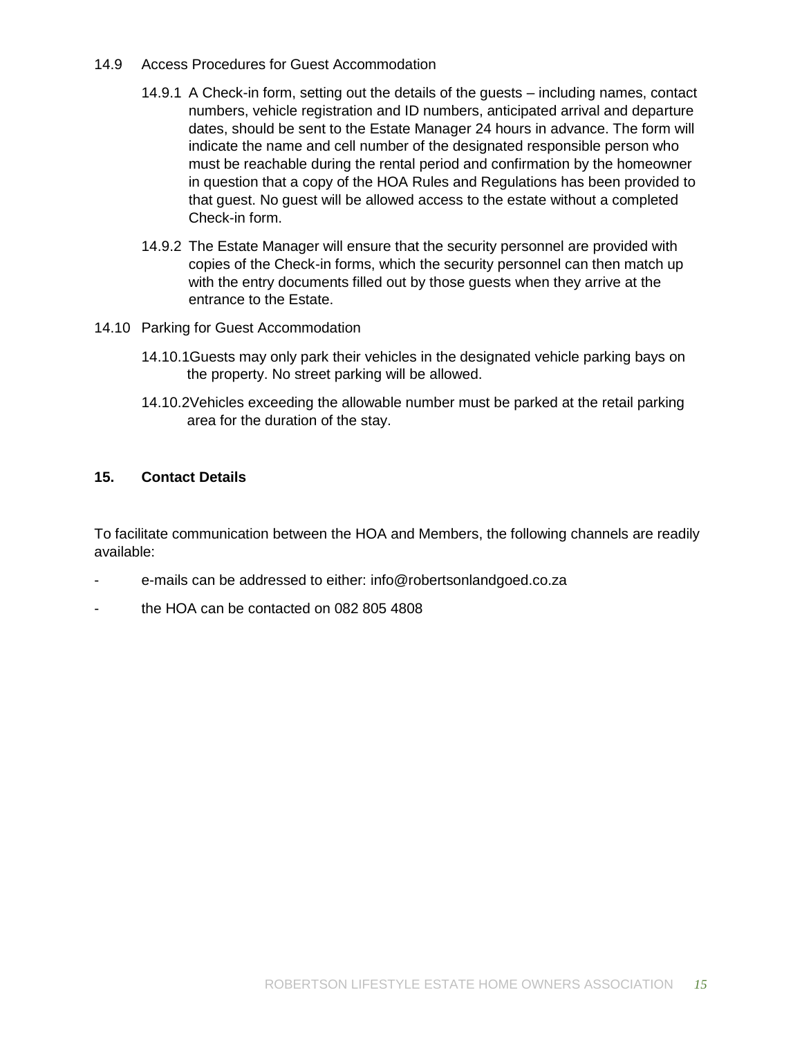14.9 Access Procedures for Guest Accommodation

14.9.1 A Check-in form, setting out the details of the guests – including names, contact numbers, vehicle registration and ID numbers, anticipated arrival and departure dates, should be sent to the Estate Manager 24 hours in advance. The form will indicate the name and cell number of the designated responsible person who must be reachable during the rental period and confirmation by the homeowner in question that a copy of the HOA Rules and Regulations has been provided to that guest. No guest will be allowed access to the estate without a completed Check-in form.

14.9.2 The Estate Manager will ensure that the security personnel are provided with copies of the Check-in forms, which the security personnel can then match up with the entry documents filled out by those guests when they arrive at the entrance to the Estate.

14.10 Parking for Guest Accommodation

14.10.1 Guests may only park their vehicles in the designated vehicle parking bays on the property. No street parking will be allowed.

14.10.2 Vehicles exceeding the allowable number must be parked at the retail parking area for the duration of the stay.

## 15. Contact Details

To facilitate communication between the HOA and Members, the following channels are readily available:

- e-mails can be addressed to either: info@robertsonlandgoed.co.za
- the HOA can be contacted on 082 805 4808